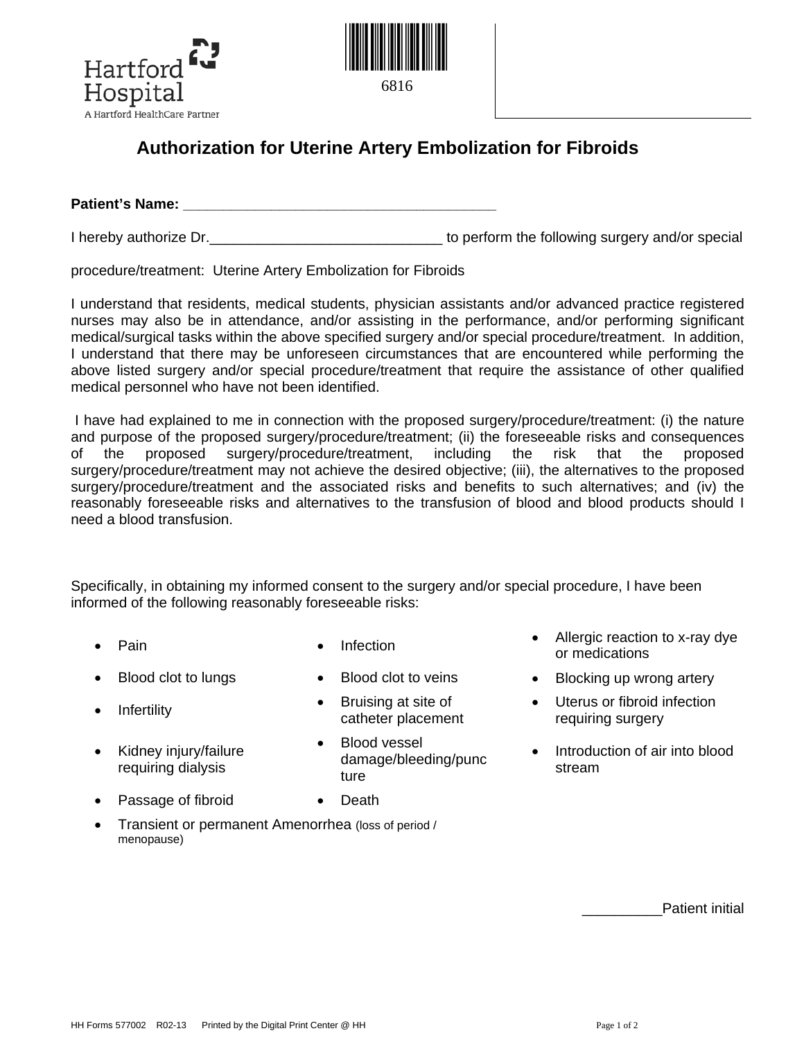Hartford Hospital
A Hartford HealthCare Partner

6816

# Authorization for Uterine Artery Embolization for Fibroids

**Patient's Name: ________________________________________**

I hereby authorize Dr.____________________________ to perform the following surgery and/or special procedure/treatment: Uterine Artery Embolization for Fibroids

I understand that residents, medical students, physician assistants and/or advanced practice registered nurses may also be in attendance, and/or assisting in the performance, and/or performing significant medical/surgical tasks within the above specified surgery and/or special procedure/treatment. In addition, I understand that there may be unforeseen circumstances that are encountered while performing the above listed surgery and/or special procedure/treatment that require the assistance of other qualified medical personnel who have not been identified.

I have had explained to me in connection with the proposed surgery/procedure/treatment: (i) the nature and purpose of the proposed surgery/procedure/treatment; (ii) the foreseeable risks and consequences of the proposed surgery/procedure/treatment, including the risk that the proposed surgery/procedure/treatment may not achieve the desired objective; (iii), the alternatives to the proposed surgery/procedure/treatment and the associated risks and benefits to such alternatives; and (iv) the reasonably foreseeable risks and alternatives to the transfusion of blood and blood products should I need a blood transfusion.

Specifically, in obtaining my informed consent to the surgery and/or special procedure, I have been informed of the following reasonably foreseeable risks:

- Pain
- Infection
- Allergic reaction to x-ray dye or medications
- Blood clot to lungs
- Blood clot to veins
- Blocking up wrong artery
- Infertility
- Bruising at site of catheter placement
- Uterus or fibroid infection requiring surgery
- Kidney injury/failure requiring dialysis
- Blood vessel damage/bleeding/puncture
- Introduction of air into blood stream
- Passage of fibroid
- Death
- Transient or permanent Amenorrhea (loss of period / menopause)

__________Patient initial

HH Forms 577002 R02-13 Printed by the Digital Print Center @ HH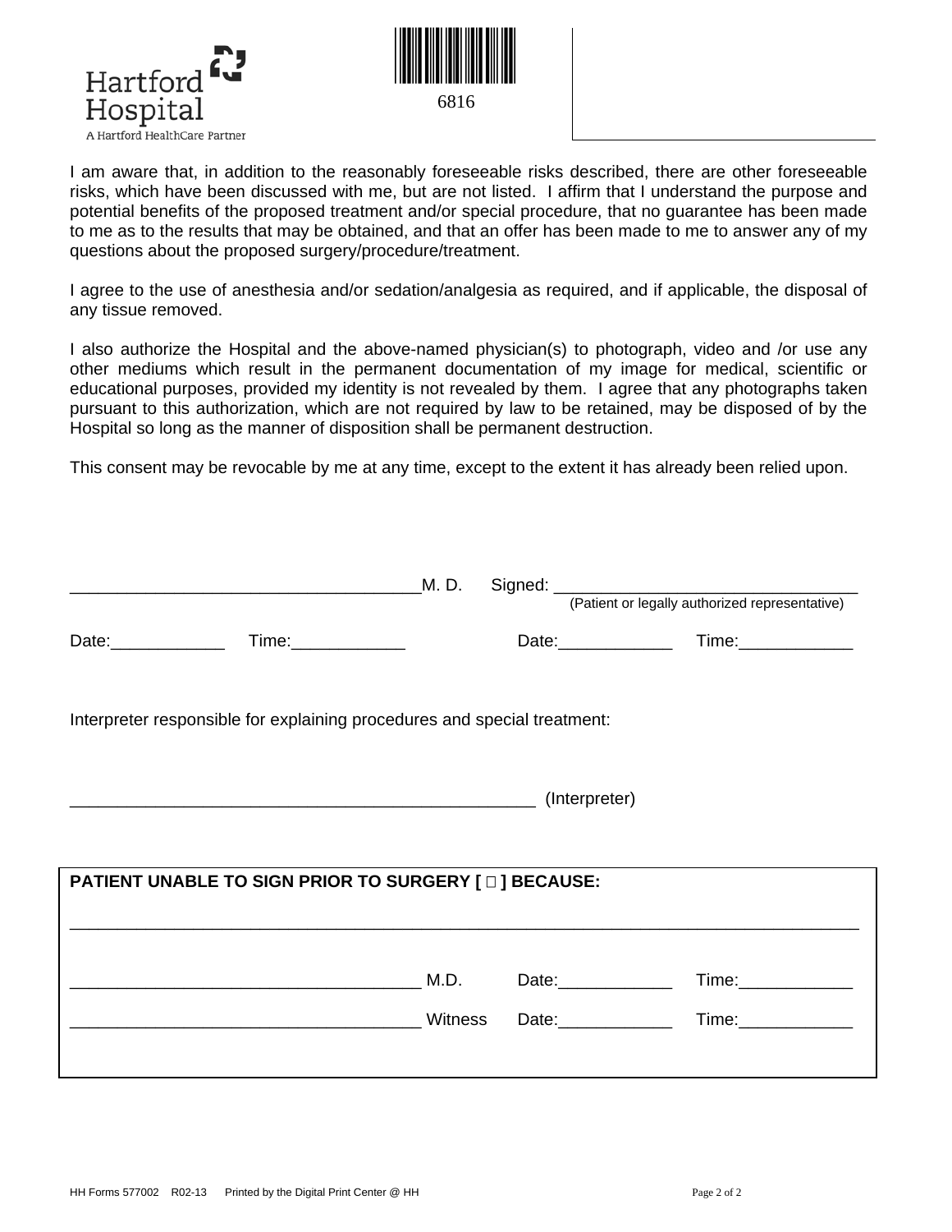Hartford Hospital
A Hartford HealthCare Partner

6816

I am aware that, in addition to the reasonably foreseeable risks described, there are other foreseeable risks, which have been discussed with me, but are not listed. I affirm that I understand the purpose and potential benefits of the proposed treatment and/or special procedure, that no guarantee has been made to me as to the results that may be obtained, and that an offer has been made to me to answer any of my questions about the proposed surgery/procedure/treatment.

I agree to the use of anesthesia and/or sedation/analgesia as required, and if applicable, the disposal of any tissue removed.

I also authorize the Hospital and the above-named physician(s) to photograph, video and /or use any other mediums which result in the permanent documentation of my image for medical, scientific or educational purposes, provided my identity is not revealed by them. I agree that any photographs taken pursuant to this authorization, which are not required by law to be retained, may be disposed of by the Hospital so long as the manner of disposition shall be permanent destruction.

This consent may be revocable by me at any time, except to the extent it has already been relied upon.

_____________________________________M. D. Signed: _________________________________
(Patient or legally authorized representative)

Date:____________ Time:____________ Date:____________ Time:____________

Interpreter responsible for explaining procedures and special treatment:

__________________________________________________ (Interpreter)

**PATIENT UNABLE TO SIGN PRIOR TO SURGERY [ □ ] BECAUSE:**

______________________________________________________________________________________

_____________________________________ M.D. Date:____________ Time:____________

_____________________________________ Witness Date:____________ Time:____________

HH Forms 577002 R02-13 Printed by the Digital Print Center @ HH